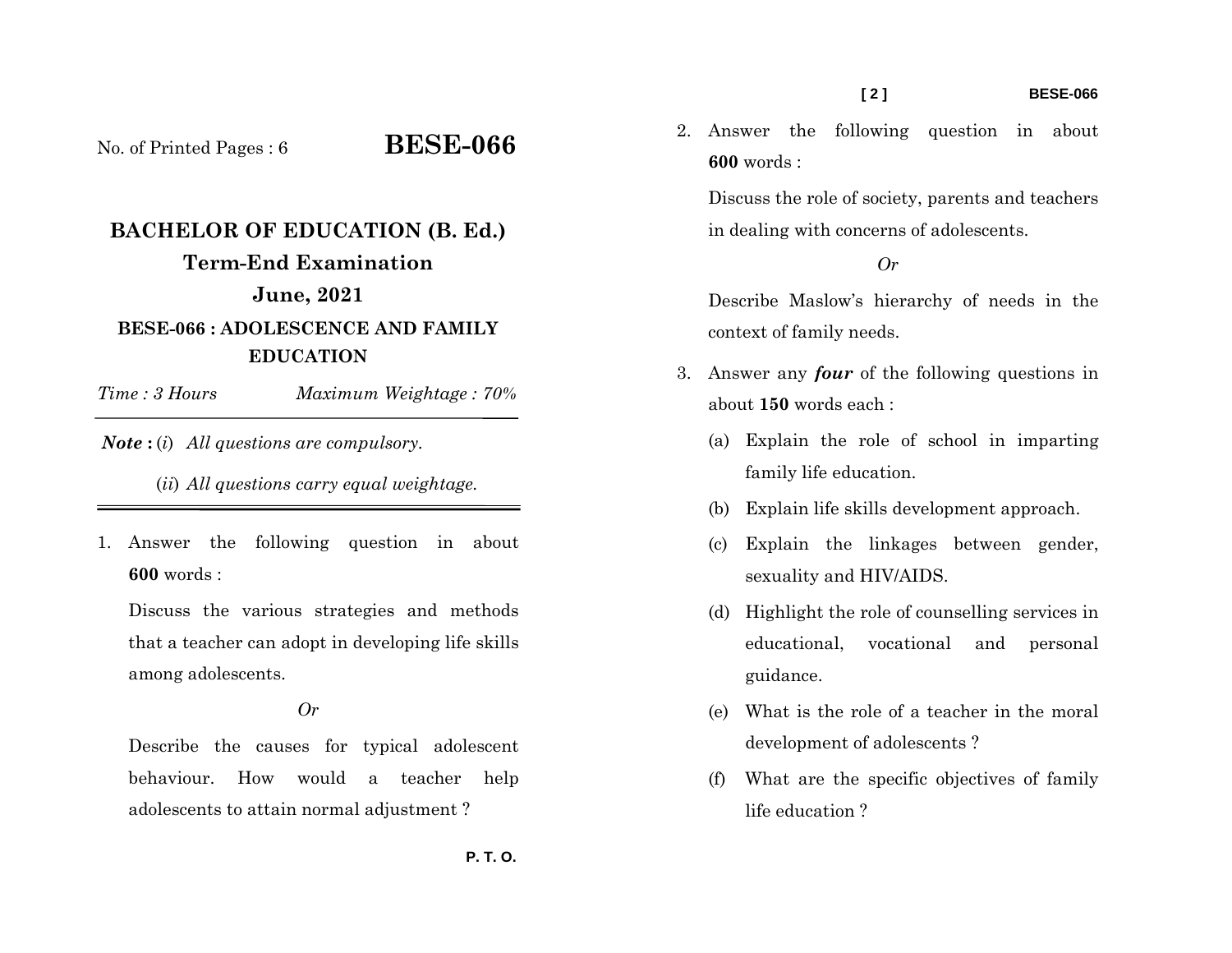No. of Printed Pages : 6

# BESE-066

## BACHELOR OF EDUCATION (B. Ed.)

## Term-End Examination

## June, 2021

### BESE-066 : ADOLESCENCE AND FAMILY EDUCATION

*Time : 3 Hours* *Maximum Weightage : 70%*

***Note :*** (*i*) *All questions are compulsory.*

(*ii*) *All questions carry equal weightage.*

1. Answer the following question in about **600** words :

   Discuss the various strategies and methods that a teacher can adopt in developing life skills among adolescents.

   *Or*

   Describe the causes for typical adolescent behaviour. How would a teacher help adolescents to attain normal adjustment ?

2. Answer the following question in about **600** words :

   Discuss the role of society, parents and teachers in dealing with concerns of adolescents.

   *Or*

   Describe Maslow's hierarchy of needs in the context of family needs.

3. Answer any ***four*** of the following questions in about **150** words each :

   (a) Explain the role of school in imparting family life education.

   (b) Explain life skills development approach.

   (c) Explain the linkages between gender, sexuality and HIV/AIDS.

   (d) Highlight the role of counselling services in educational, vocational and personal guidance.

   (e) What is the role of a teacher in the moral development of adolescents ?

   (f) What are the specific objectives of family life education ?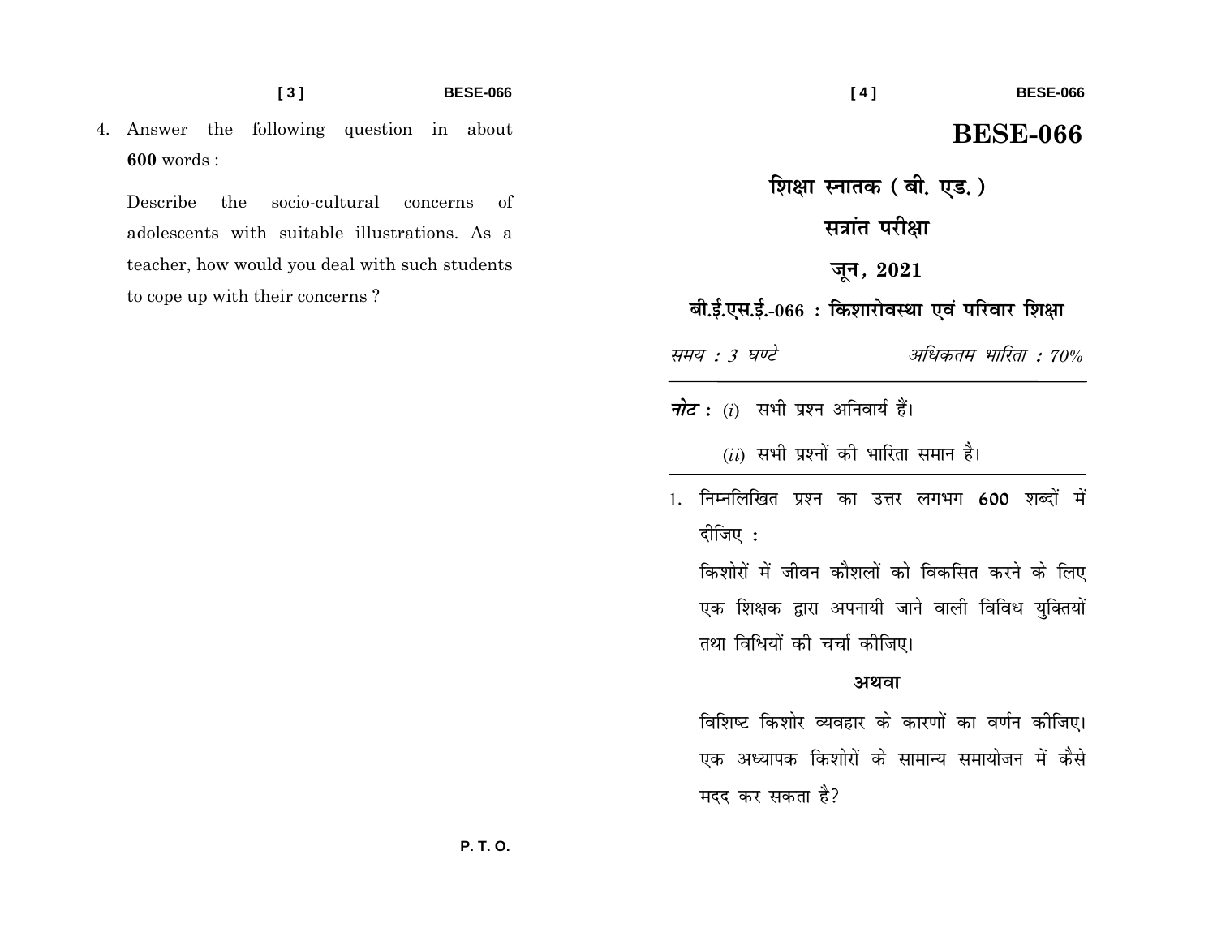4. Answer the following question in about **600** words :

   Describe the socio-cultural concerns of adolescents with suitable illustrations. As a teacher, how would you deal with such students to cope up with their concerns ?

P. T. O.

# BESE-066

## शिक्षा स्नातक ( बी. एड. )

## सत्रांत परीक्षा

## जून, 2021

### बी.ई.एस.ई.-066 : किशारोवस्था एवं परिवार शिक्षा

*समय : 3 घण्टे* *अधिकतम भारिता : 70%*

***नोट :*** (*i*) सभी प्रश्न अनिवार्य हैं।

(*ii*) सभी प्रश्नों की भारिता समान है।

1. निम्नलिखित प्रश्न का उत्तर लगभग **600** शब्दों में दीजिए :

   किशोरों में जीवन कौशलों को विकसित करने के लिए एक शिक्षक द्वारा अपनायी जाने वाली विविध युक्तियों तथा विधियों की चर्चा कीजिए।

   **अथवा**

   विशिष्ट किशोर व्यवहार के कारणों का वर्णन कीजिए। एक अध्यापक किशोरों के सामान्य समायोजन में कैसे मदद कर सकता है?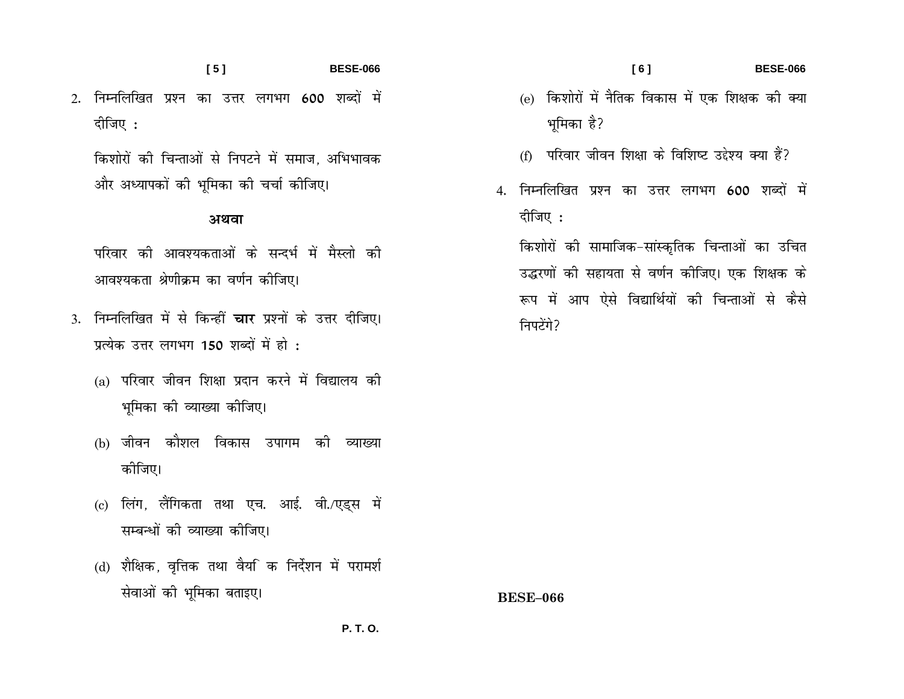2. निम्नलिखित प्रश्न का उत्तर लगभग 600 शब्दों में दीजिए :

किशोरों की चिन्ताओं से निपटने में समाज, अभिभावक और अध्यापकों की भूमिका की चर्चा कीजिए।

**अथवा**

परिवार की आवश्यकताओं के सन्दर्भ में मैस्लो की आवश्यकता श्रेणीक्रम का वर्णन कीजिए।

3. निम्नलिखित में से किन्हीं **चार** प्रश्नों के उत्तर दीजिए। प्रत्येक उत्तर लगभग 150 शब्दों में हो :

   (a) परिवार जीवन शिक्षा प्रदान करने में विद्यालय की भूमिका की व्याख्या कीजिए।

   (b) जीवन कौशल विकास उपागम की व्याख्या कीजिए।

   (c) लिंग, लैंगिकता तथा एच. आई. वी./एड्स में सम्बन्धों की व्याख्या कीजिए।

   (d) शैक्षिक, वृत्तिक तथा वैयक्तिक निर्देशन में परामर्श सेवाओं की भूमिका बताइए।

   (e) किशोरों में नैतिक विकास में एक शिक्षक की क्या भूमिका है?

   (f) परिवार जीवन शिक्षा के विशिष्ट उद्देश्य क्या हैं?

4. निम्नलिखित प्रश्न का उत्तर लगभग 600 शब्दों में दीजिए :

किशोरों की सामाजिक-सांस्कृतिक चिन्ताओं का उचित उद्धरणों की सहायता से वर्णन कीजिए। एक शिक्षक के रूप में आप ऐसे विद्यार्थियों की चिन्ताओं से कैसे निपटेंगे?

BESE–066